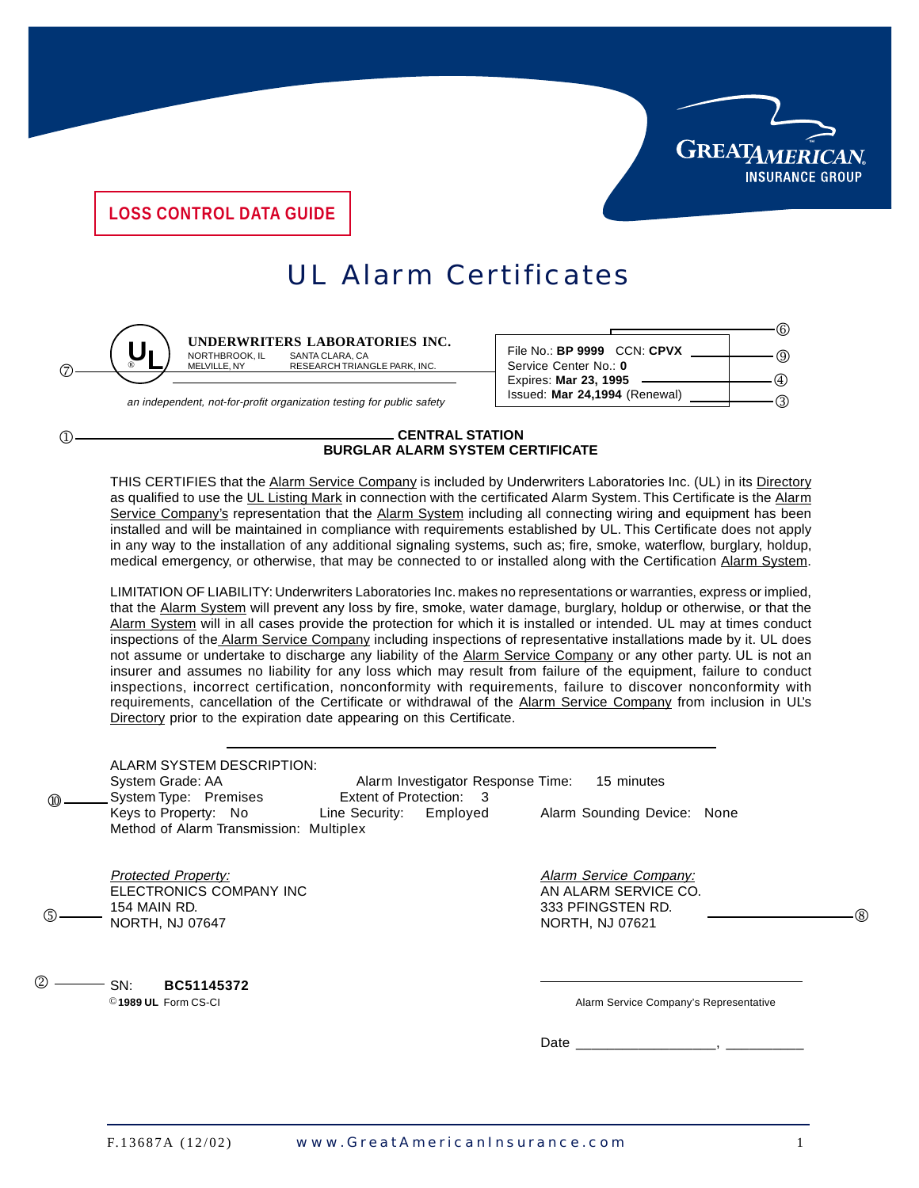GREAT AMERICAN INSURANCE GROUP

**LOSS CONTROL DATA GUIDE**

# UL Alarm Certificates

**UNDERWRITERS LABORATORIES INC.**
NORTHBROOK, IL　SANTA CLARA, CA
MELVILLE, NY　RESEARCH TRIANGLE PARK, INC.

*an independent, not-for-profit organization testing for public safety*

File No.: **BP 9999** CCN: **CPVX** ⑨
Service Center No.: **0**
Expires: **Mar 23, 1995** ④
Issued: **Mar 24,1994** (Renewal) ③

⑥ ⑦

① **CENTRAL STATION**
**BURGLAR ALARM SYSTEM CERTIFICATE**

THIS CERTIFIES that the Alarm Service Company is included by Underwriters Laboratories Inc. (UL) in its Directory as qualified to use the UL Listing Mark in connection with the certificated Alarm System. This Certificate is the Alarm Service Company's representation that the Alarm System including all connecting wiring and equipment has been installed and will be maintained in compliance with requirements established by UL. This Certificate does not apply in any way to the installation of any additional signaling systems, such as; fire, smoke, waterflow, burglary, holdup, medical emergency, or otherwise, that may be connected to or installed along with the Certification Alarm System.

LIMITATION OF LIABILITY: Underwriters Laboratories Inc. makes no representations or warranties, express or implied, that the Alarm System will prevent any loss by fire, smoke, water damage, burglary, holdup or otherwise, or that the Alarm System will in all cases provide the protection for which it is installed or intended. UL may at times conduct inspections of the Alarm Service Company including inspections of representative installations made by it. UL does not assume or undertake to discharge any liability of the Alarm Service Company or any other party. UL is not an insurer and assumes no liability for any loss which may result from failure of the equipment, failure to conduct inspections, incorrect certification, nonconformity with requirements, failure to discover nonconformity with requirements, cancellation of the Certificate or withdrawal of the Alarm Service Company from inclusion in UL's Directory prior to the expiration date appearing on this Certificate.

ALARM SYSTEM DESCRIPTION:
System Grade: AA　　Alarm Investigator Response Time: 15 minutes
⑩ System Type: Premises　　Extent of Protection: 3
Keys to Property: No　　Line Security: Employed　　Alarm Sounding Device: None
Method of Alarm Transmission: Multiplex

⑤ *Protected Property:*
ELECTRONICS COMPANY INC
154 MAIN RD.
NORTH, NJ 07647

*Alarm Service Company:* ⑧
AN ALARM SERVICE CO.
333 PFINGSTEN RD.
NORTH, NJ 07621

② SN: **BC51145372**
© **1989 UL** Form CS-CI

Alarm Service Company's Representative

Date ________________, __________

F.13687A (12/02)　　www.GreatAmericanInsurance.com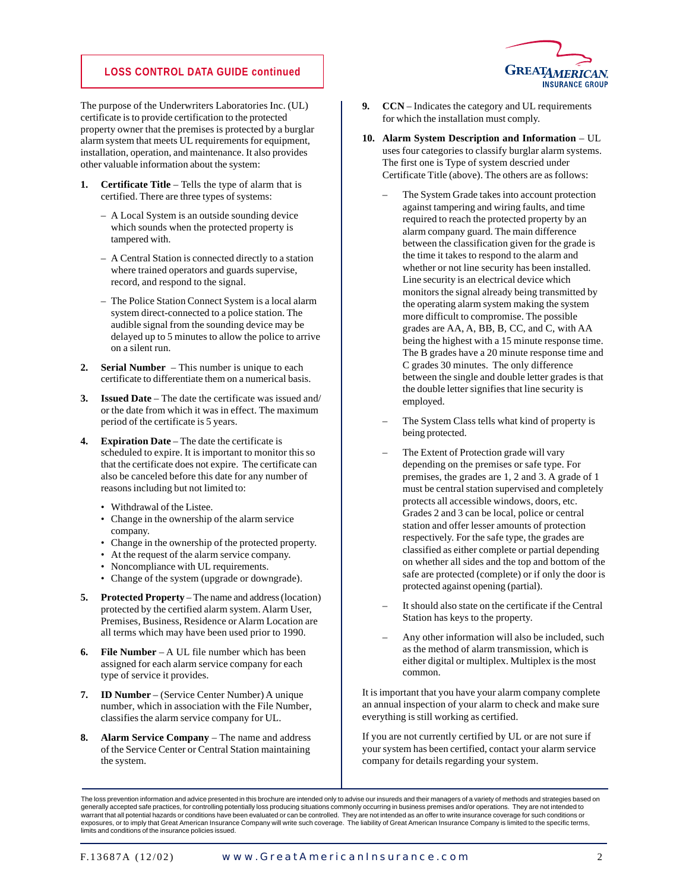## LOSS CONTROL DATA GUIDE continued

The purpose of the Underwriters Laboratories Inc. (UL) certificate is to provide certification to the protected property owner that the premises is protected by a burglar alarm system that meets UL requirements for equipment, installation, operation, and maintenance. It also provides other valuable information about the system:

1. **Certificate Title** – Tells the type of alarm that is certified. There are three types of systems:
   - A Local System is an outside sounding device which sounds when the protected property is tampered with.
   - A Central Station is connected directly to a station where trained operators and guards supervise, record, and respond to the signal.
   - The Police Station Connect System is a local alarm system direct-connected to a police station. The audible signal from the sounding device may be delayed up to 5 minutes to allow the police to arrive on a silent run.
2. **Serial Number** – This number is unique to each certificate to differentiate them on a numerical basis.
3. **Issued Date** – The date the certificate was issued and/or the date from which it was in effect. The maximum period of the certificate is 5 years.
4. **Expiration Date** – The date the certificate is scheduled to expire. It is important to monitor this so that the certificate does not expire. The certificate can also be canceled before this date for any number of reasons including but not limited to:
   - Withdrawal of the Listee.
   - Change in the ownership of the alarm service company.
   - Change in the ownership of the protected property.
   - At the request of the alarm service company.
   - Noncompliance with UL requirements.
   - Change of the system (upgrade or downgrade).
5. **Protected Property** – The name and address (location) protected by the certified alarm system. Alarm User, Premises, Business, Residence or Alarm Location are all terms which may have been used prior to 1990.
6. **File Number** – A UL file number which has been assigned for each alarm service company for each type of service it provides.
7. **ID Number** – (Service Center Number) A unique number, which in association with the File Number, classifies the alarm service company for UL.
8. **Alarm Service Company** – The name and address of the Service Center or Central Station maintaining the system.
9. **CCN** – Indicates the category and UL requirements for which the installation must comply.
10. **Alarm System Description and Information** – UL uses four categories to classify burglar alarm systems. The first one is Type of system descried under Certificate Title (above). The others are as follows:
    - The System Grade takes into account protection against tampering and wiring faults, and time required to reach the protected property by an alarm company guard. The main difference between the classification given for the grade is the time it takes to respond to the alarm and whether or not line security has been installed. Line security is an electrical device which monitors the signal already being transmitted by the operating alarm system making the system more difficult to compromise. The possible grades are AA, A, BB, B, CC, and C, with AA being the highest with a 15 minute response time. The B grades have a 20 minute response time and C grades 30 minutes. The only difference between the single and double letter grades is that the double letter signifies that line security is employed.
    - The System Class tells what kind of property is being protected.
    - The Extent of Protection grade will vary depending on the premises or safe type. For premises, the grades are 1, 2 and 3. A grade of 1 must be central station supervised and completely protects all accessible windows, doors, etc. Grades 2 and 3 can be local, police or central station and offer lesser amounts of protection respectively. For the safe type, the grades are classified as either complete or partial depending on whether all sides and the top and bottom of the safe are protected (complete) or if only the door is protected against opening (partial).
    - It should also state on the certificate if the Central Station has keys to the property.
    - Any other information will also be included, such as the method of alarm transmission, which is either digital or multiplex. Multiplex is the most common.

It is important that you have your alarm company complete an annual inspection of your alarm to check and make sure everything is still working as certified.

If you are not currently certified by UL or are not sure if your system has been certified, contact your alarm service company for details regarding your system.

The loss prevention information and advice presented in this brochure are intended only to advise our insureds and their managers of a variety of methods and strategies based on generally accepted safe practices, for controlling potentially loss producing situations commonly occurring in business premises and/or operations. They are not intended to warrant that all potential hazards or conditions have been evaluated or can be controlled. They are not intended as an offer to write insurance coverage for such conditions or exposures, or to imply that Great American Insurance Company will write such coverage. The liability of Great American Insurance Company is limited to the specific terms, limits and conditions of the insurance policies issued.

F.13687A (12/02) www.GreatAmericanInsurance.com